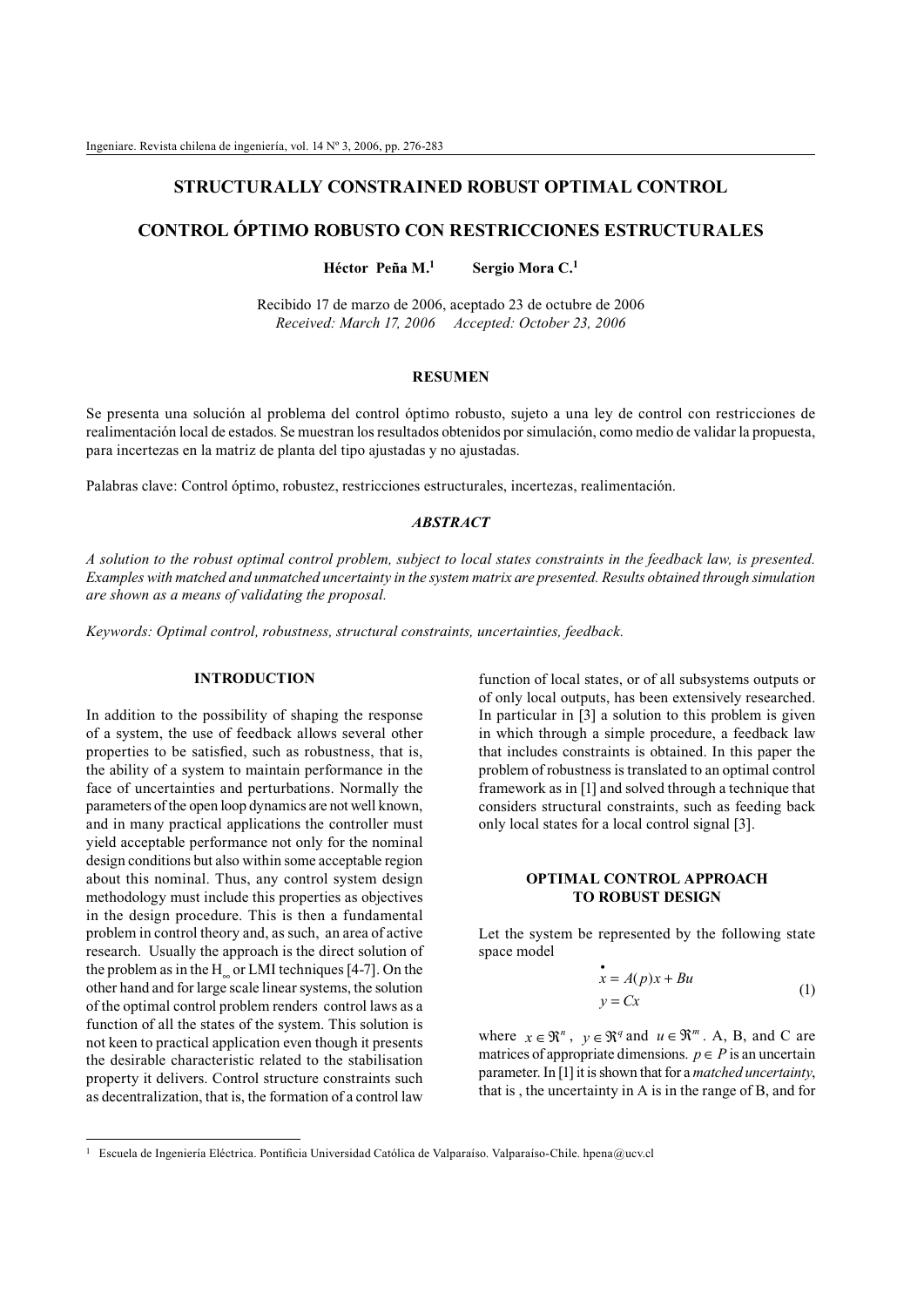# STRUCTURALLY CONSTRAINED ROBUST OPTIMAL CONTROL

# CONTROL ÓPTIMO ROBUSTO CON RESTRICCIONES ESTRUCTURALES

**Héctor Peña M.[1]** **Sergio Mora C.[1]**

Recibido 17 de marzo de 2006, aceptado 23 de octubre de 2006
*Received: March 17, 2006 Accepted: October 23, 2006*

## RESUMEN

Se presenta una solución al problema del control óptimo robusto, sujeto a una ley de control con restricciones de realimentación local de estados. Se muestran los resultados obtenidos por simulación, como medio de validar la propuesta, para incertezas en la matriz de planta del tipo ajustadas y no ajustadas.

Palabras clave: Control óptimo, robustez, restricciones estructurales, incertezas, realimentación.

## *ABSTRACT*

*A solution to the robust optimal control problem, subject to local states constraints in the feedback law, is presented. Examples with matched and unmatched uncertainty in the system matrix are presented. Results obtained through simulation are shown as a means of validating the proposal.*

*Keywords: Optimal control, robustness, structural constraints, uncertainties, feedback.*

## INTRODUCTION

In addition to the possibility of shaping the response of a system, the use of feedback allows several other properties to be satisfied, such as robustness, that is, the ability of a system to maintain performance in the face of uncertainties and perturbations. Normally the parameters of the open loop dynamics are not well known, and in many practical applications the controller must yield acceptable performance not only for the nominal design conditions but also within some acceptable region about this nominal. Thus, any control system design methodology must include this properties as objectives in the design procedure. This is then a fundamental problem in control theory and, as such, an area of active research. Usually the approach is the direct solution of the problem as in the $H_\infty$ or LMI techniques [4-7]. On the other hand and for large scale linear systems, the solution of the optimal control problem renders control laws as a function of all the states of the system. This solution is not keen to practical application even though it presents the desirable characteristic related to the stabilisation property it delivers. Control structure constraints such as decentralization, that is, the formation of a control law function of local states, or of all subsystems outputs or of only local outputs, has been extensively researched. In particular in [3] a solution to this problem is given in which through a simple procedure, a feedback law that includes constraints is obtained. In this paper the problem of robustness is translated to an optimal control framework as in [1] and solved through a technique that considers structural constraints, such as feeding back only local states for a local control signal [3].

## OPTIMAL CONTROL APPROACH TO ROBUST DESIGN

Let the system be represented by the following state space model

$$\begin{aligned} \dot{x} &= A(p)x + Bu \\ y &= Cx \end{aligned} \tag{1}$$

where $x \in \Re^n$, $y \in \Re^q$ and $u \in \Re^m$. A, B, and C are matrices of appropriate dimensions. $p \in P$ is an uncertain parameter. In [1] it is shown that for a *matched uncertainty*, that is , the uncertainty in A is in the range of B, and for

[1] Escuela de Ingeniería Eléctrica. Pontificia Universidad Católica de Valparaíso. Valparaíso-Chile. hpena@ucv.cl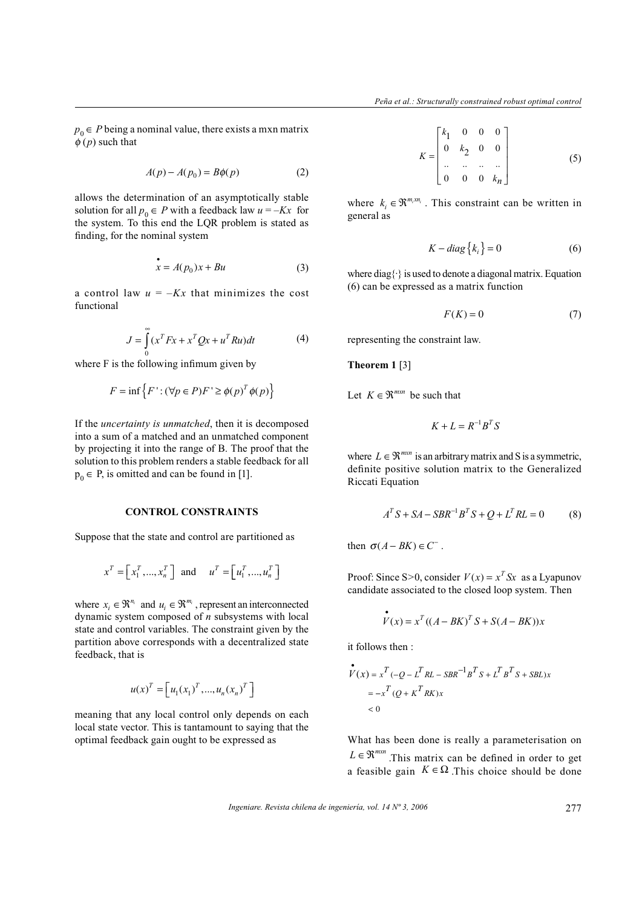$p_0 \in P$ being a nominal value, there exists a mxn matrix $\phi(p)$ such that

$$A(p) - A(p_0) = B\phi(p) \qquad (2)$$

allows the determination of an asymptotically stable solution for all $p_0 \in P$ with a feedback law $u = -Kx$ for the system. To this end the LQR problem is stated as finding, for the nominal system

$$\dot{x} = A(p_0)x + Bu \qquad (3)$$

a control law $u = -Kx$ that minimizes the cost functional

$$J = \int_0^\infty (x^T Fx + x^T Qx + u^T Ru)dt \qquad (4)$$

where F is the following infimum given by

$$F = \inf\left\{F' : (\forall p \in P) F' \geq \phi(p)^T \phi(p)\right\}$$

If the *uncertainty is unmatched*, then it is decomposed into a sum of a matched and an unmatched component by projecting it into the range of B. The proof that the solution to this problem renders a stable feedback for all $p_0 \in P$, is omitted and can be found in [1].

## CONTROL CONSTRAINTS

Suppose that the state and control are partitioned as

$$x^T = \left[x_1^T, ..., x_n^T\right] \quad \text{and} \quad u^T = \left[u_1^T, ..., u_n^T\right]$$

where $x_i \in \Re^{n_i}$ and $u_i \in \Re^{m_i}$, represent an interconnected dynamic system composed of $n$ subsystems with local state and control variables. The constraint given by the partition above corresponds with a decentralized state feedback, that is

$$u(x)^T = \left[u_1(x_1)^T, ..., u_n(x_n)^T\right]$$

meaning that any local control only depends on each local state vector. This is tantamount to saying that the optimal feedback gain ought to be expressed as

$$K = \begin{bmatrix} k_1 & 0 & 0 & 0 \\ 0 & k_2 & 0 & 0 \\ .. & .. & .. & .. \\ 0 & 0 & 0 & k_n \end{bmatrix} \qquad (5)$$

where $k_i \in \Re^{m_i x n_i}$. This constraint can be written in general as

$$K - diag\left\{k_i\right\} = 0 \qquad (6)$$

where diag{·} is used to denote a diagonal matrix. Equation (6) can be expressed as a matrix function

$$F(K) = 0 \qquad (7)$$

representing the constraint law.

**Theorem 1** [3]

Let $K \in \Re^{mxn}$ be such that

$$K + L = R^{-1}B^T S$$

where $L \in \Re^{mxn}$ is an arbitrary matrix and S is a symmetric, definite positive solution matrix to the Generalized Riccati Equation

$$A^T S + SA - SBR^{-1}B^T S + Q + L^T RL = 0 \qquad (8)$$

then $\sigma(A - BK) \in C^-$.

Proof: Since S>0, consider $V(x) = x^T Sx$ as a Lyapunov candidate associated to the closed loop system. Then

$$\dot{V}(x) = x^T ((A - BK)^T S + S(A - BK))x$$

it follows then :

$$\begin{aligned} \dot{V}(x) &= x^T (-Q - L^T RL - SBR^{-1}B^T S + L^T B^T S + SBL)x \\ &= -x^T (Q + K^T RK)x \\ &< 0 \end{aligned}$$

What has been done is really a parameterisation on $L \in \Re^{mxn}$. This matrix can be defined in order to get a feasible gain $K \in \Omega$. This choice should be done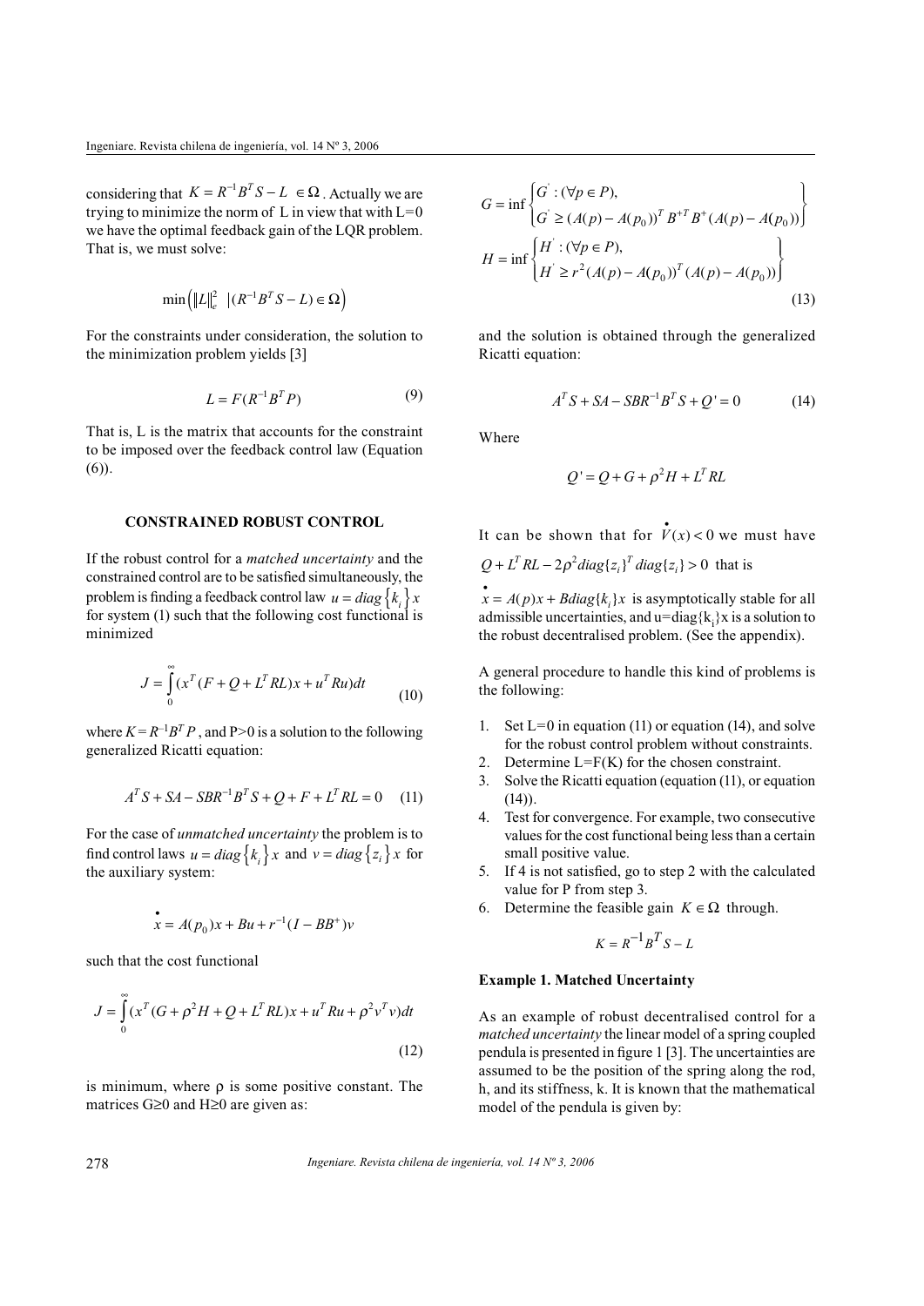considering that $K = R^{-1}B^T S - L \in \Omega$. Actually we are trying to minimize the norm of L in view that with L=0 we have the optimal feedback gain of the LQR problem. That is, we must solve:

$$\min\left(\|L\|_e^2 \;\; |(R^{-1}B^T S - L) \in \Omega\right)$$

For the constraints under consideration, the solution to the minimization problem yields [3]

$$L = F(R^{-1}B^T P) \tag{9}$$

That is, L is the matrix that accounts for the constraint to be imposed over the feedback control law (Equation (6)).

### CONSTRAINED ROBUST CONTROL

If the robust control for a *matched uncertainty* and the constrained control are to be satisfied simultaneously, the problem is finding a feedback control law $u = diag\{k_i\}x$ for system (1) such that the following cost functional is minimized

$$J = \int_0^\infty (x^T(F + Q + L^T RL)x + u^T Ru)dt \tag{10}$$

where $K = R^{-1}B^T P$, and P>0 is a solution to the following generalized Ricatti equation:

$$A^T S + SA - SBR^{-1}B^T S + Q + F + L^T RL = 0 \tag{11}$$

For the case of *unmatched uncertainty* the problem is to find control laws $u = diag\{k_i\}x$ and $v = diag\{z_i\}x$ for the auxiliary system:

$$\dot{x} = A(p_0)x + Bu + r^{-1}(I - BB^+)v$$

such that the cost functional

$$J = \int_0^\infty (x^T(G + \rho^2 H + Q + L^T RL)x + u^T Ru + \rho^2 v^T v)dt \tag{12}$$

is minimum, where ρ is some positive constant. The matrices G≥0 and H≥0 are given as:

$$G = \inf\left\{\begin{array}{l} G' : (\forall p \in P), \\ G' \geq (A(p) - A(p_0))^T B^{+T} B^+ (A(p) - A(p_0)) \end{array}\right\}$$

$$H = \inf\left\{\begin{array}{l} H' : (\forall p \in P), \\ H' \geq r^2 (A(p) - A(p_0))^T (A(p) - A(p_0)) \end{array}\right\} \tag{13}$$

and the solution is obtained through the generalized Ricatti equation:

$$A^T S + SA - SBR^{-1}B^T S + Q' = 0 \tag{14}$$

Where

$$Q' = Q + G + \rho^2 H + L^T RL$$

It can be shown that for $\dot{V}(x) < 0$ we must have $Q + L^T RL - 2\rho^2 diag\{z_i\}^T diag\{z_i\} > 0$ that is $\dot{x} = A(p)x + Bdiag\{k_i\}x$ is asymptotically stable for all admissible uncertainties, and $u = diag\{k_i\}x$ is a solution to the robust decentralised problem. (See the appendix).

A general procedure to handle this kind of problems is the following:

1. Set L=0 in equation (11) or equation (14), and solve for the robust control problem without constraints.
2. Determine L=F(K) for the chosen constraint.
3. Solve the Ricatti equation (equation (11), or equation (14)).
4. Test for convergence. For example, two consecutive values for the cost functional being less than a certain small positive value.
5. If 4 is not satisfied, go to step 2 with the calculated value for P from step 3.
6. Determine the feasible gain $K \in \Omega$ through.

$$K = R^{-1}B^T S - L$$

**Example 1. Matched Uncertainty**

As an example of robust decentralised control for a *matched uncertainty* the linear model of a spring coupled pendula is presented in figure 1 [3]. The uncertainties are assumed to be the position of the spring along the rod, h, and its stiffness, k. It is known that the mathematical model of the pendula is given by: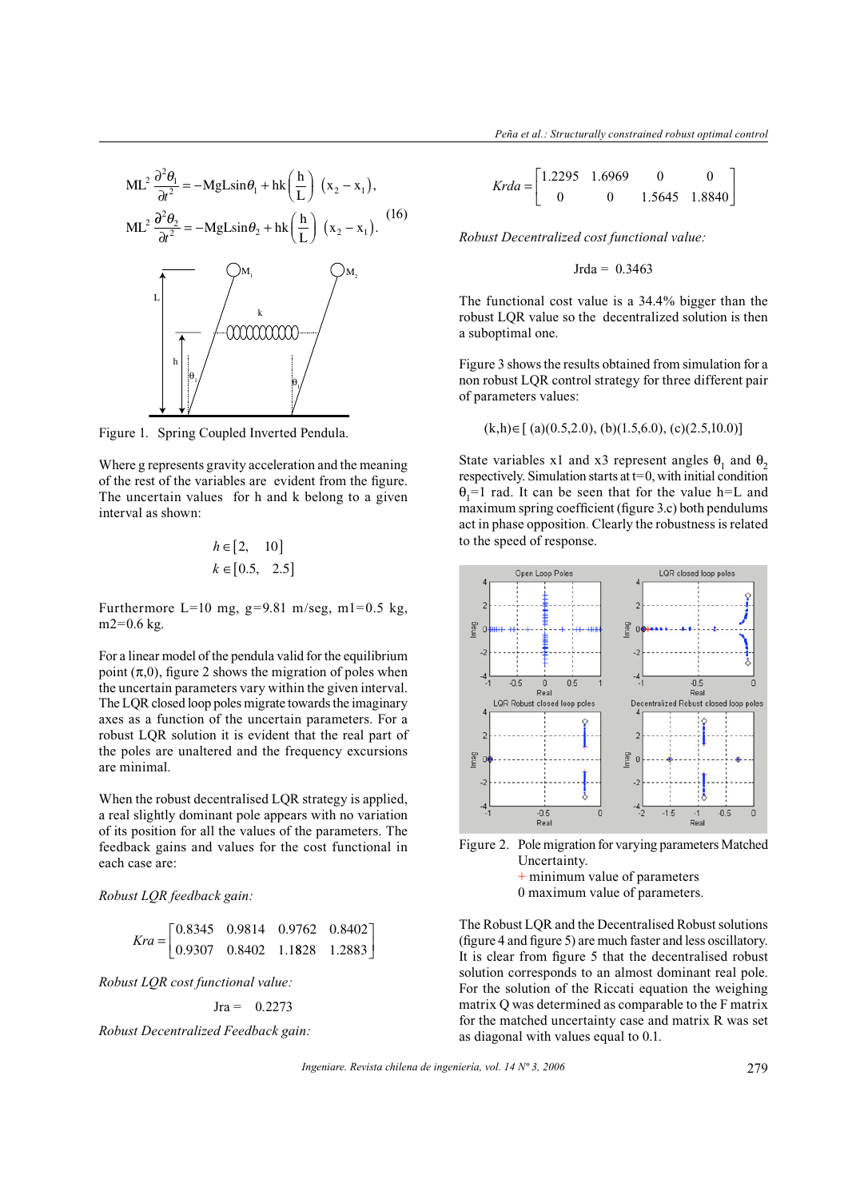$$ML^2 \frac{\partial^2 \theta_1}{\partial t^2} = -MgL\sin\theta_1 + hk\left(\frac{h}{L}\right)(x_2 - x_1),$$
$$ML^2 \frac{\partial^2 \theta_2}{\partial t^2} = -MgL\sin\theta_2 + hk\left(\frac{h}{L}\right)(x_2 - x_1). \quad (16)$$

Figure 1. Spring Coupled Inverted Pendula.

Where g represents gravity acceleration and the meaning of the rest of the variables are evident from the figure. The uncertain values for h and k belong to a given interval as shown:

$$h \in [2, \quad 10]$$
$$k \in [0.5, \quad 2.5]$$

Furthermore L=10 mg, g=9.81 m/seg, m1=0.5 kg, m2=0.6 kg.

For a linear model of the pendula valid for the equilibrium point $(\pi,0)$, figure 2 shows the migration of poles when the uncertain parameters vary within the given interval. The LQR closed loop poles migrate towards the imaginary axes as a function of the uncertain parameters. For a robust LQR solution it is evident that the real part of the poles are unaltered and the frequency excursions are minimal.

When the robust decentralised LQR strategy is applied, a real slightly dominant pole appears with no variation of its position for all the values of the parameters. The feedback gains and values for the cost functional in each case are:

*Robust LQR feedback gain:*

$$Kra = \begin{bmatrix} 0.8345 & 0.9814 & 0.9762 & 0.8402 \\ 0.9307 & 0.8402 & 1.1828 & 1.2883 \end{bmatrix}$$

*Robust LQR cost functional value:*

$$Jra = \quad 0.2273$$

*Robust Decentralized Feedback gain:*

$$Krda = \begin{bmatrix} 1.2295 & 1.6969 & 0 & 0 \\ 0 & 0 & 1.5645 & 1.8840 \end{bmatrix}$$

*Robust Decentralized cost functional value:*

$$Jrda = \ 0.3463$$

The functional cost value is a 34.4% bigger than the robust LQR value so the decentralized solution is then a suboptimal one.

Figure 3 shows the results obtained from simulation for a non robust LQR control strategy for three different pair of parameters values:

$$(k,h) \in [\ (a)(0.5,2.0),\ (b)(1.5,6.0),\ (c)(2.5,10.0)]$$

State variables x1 and x3 represent angles $\theta_1$ and $\theta_2$ respectively. Simulation starts at t=0, with initial condition $\theta_1$=1 rad. It can be seen that for the value h=L and maximum spring coefficient (figure 3.c) both pendulums act in phase opposition. Clearly the robustness is related to the speed of response.

Figure 2. Pole migration for varying parameters Matched Uncertainty.
+ minimum value of parameters
0 maximum value of parameters.

The Robust LQR and the Decentralised Robust solutions (figure 4 and figure 5) are much faster and less oscillatory. It is clear from figure 5 that the decentralised robust solution corresponds to an almost dominant real pole. For the weighing matrix Q was determined as comparable to the F matrix for the matched uncertainty case and matrix R was set as diagonal with values equal to 0.1.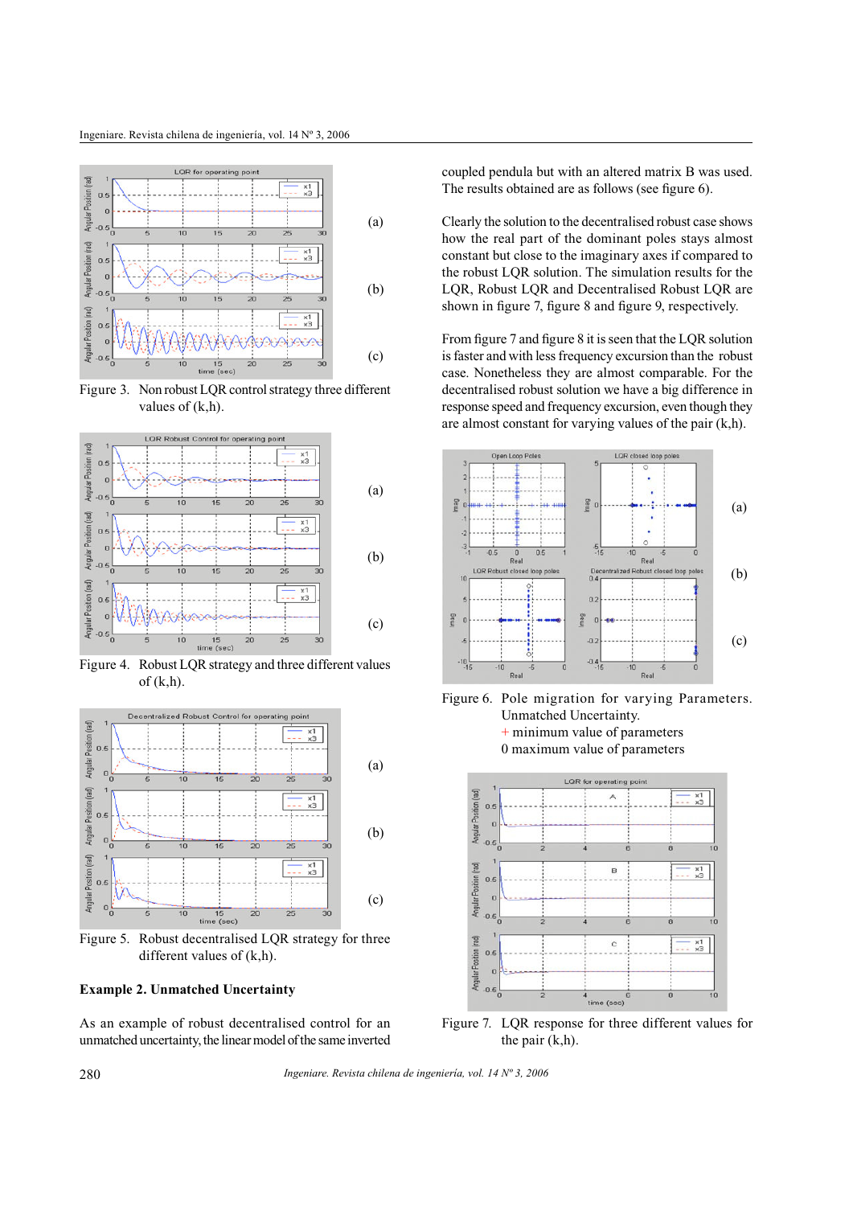Figure 3. Non robust LQR control strategy three different values of (k,h).

Figure 4. Robust LQR strategy and three different values of (k,h).

Figure 5. Robust decentralised LQR strategy for three different values of (k,h).

**Example 2. Unmatched Uncertainty**

As an example of robust decentralised control for an unmatched uncertainty, the linear model of the same inverted coupled pendula but with an altered matrix B was used. The results obtained are as follows (see figure 6).

Clearly the solution to the decentralised robust case shows how the real part of the dominant poles stays almost constant but close to the imaginary axes if compared to the robust LQR solution. The simulation results for the LQR, Robust LQR and Decentralised Robust LQR are shown in figure 7, figure 8 and figure 9, respectively.

From figure 7 and figure 8 it is seen that the LQR solution is faster and with less frequency excursion than the robust case. Nonetheless they are almost comparable. For the decentralised robust solution we have a big difference in response speed and frequency excursion, even though they are almost constant for varying values of the pair (k,h).

Figure 6. Pole migration for varying Parameters. Unmatched Uncertainty.
+ minimum value of parameters
0 maximum value of parameters

Figure 7. LQR response for three different values for the pair (k,h).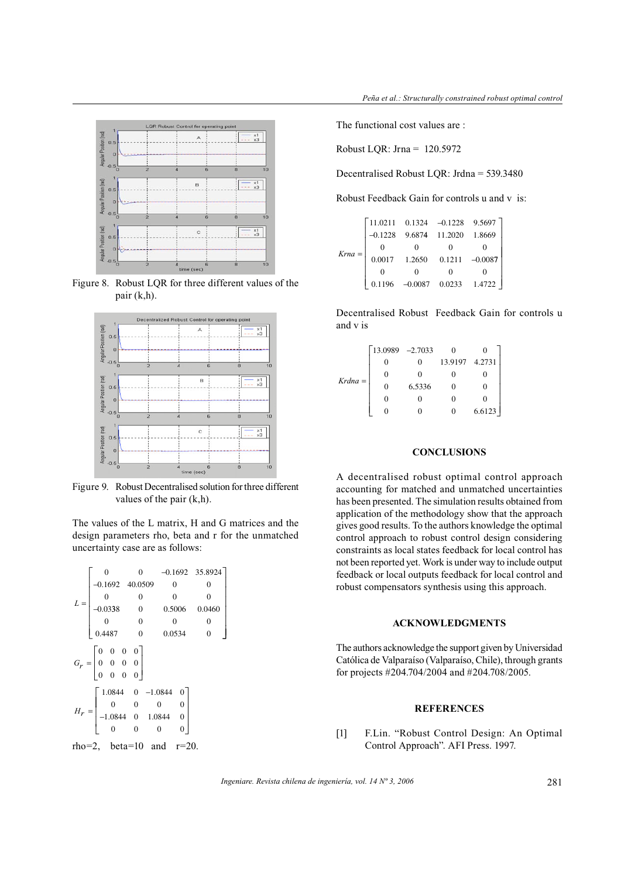Figure 8. Robust LQR for three different values of the pair (k,h).

Figure 9. Robust Decentralised solution for three different values of the pair (k,h).

The values of the L matrix, H and G matrices and the design parameters rho, beta and r for the unmatched uncertainty case are as follows:

$$L = \begin{bmatrix} 0 & 0 & -0.1692 & 35.8924 \\ -0.1692 & 40.0509 & 0 & 0 \\ 0 & 0 & 0 & 0 \\ -0.0338 & 0 & 0.5006 & 0.0460 \\ 0 & 0 & 0 & 0 \\ 0.4487 & 0 & 0.0534 & 0 \end{bmatrix}$$

$$G_r = \begin{bmatrix} 0 & 0 & 0 & 0 \\ 0 & 0 & 0 & 0 \\ 0 & 0 & 0 & 0 \end{bmatrix}$$

$$H_r = \begin{bmatrix} 1.0844 & 0 & -1.0844 & 0 \\ 0 & 0 & 0 & 0 \\ -1.0844 & 0 & 1.0844 & 0 \\ 0 & 0 & 0 & 0 \end{bmatrix}$$

rho=2, beta=10 and r=20.

The functional cost values are :

Robust LQR: Jrna = 120.5972

Decentralised Robust LQR: Jrdna = 539.3480

Robust Feedback Gain for controls u and v is:

$$Krna = \begin{bmatrix} 11.0211 & 0.1324 & -0.1228 & 9.5697 \\ -0.1228 & 9.6874 & 11.2020 & 1.8669 \\ 0 & 0 & 0 & 0 \\ 0.0017 & 1.2650 & 0.1211 & -0.0087 \\ 0 & 0 & 0 & 0 \\ 0.1196 & -0.0087 & 0.0233 & 1.4722 \end{bmatrix}$$

Decentralised Robust Feedback Gain for controls u and v is

$$Krdna = \begin{bmatrix} 13.0989 & -2.7033 & 0 & 0 \\ 0 & 0 & 13.9197 & 4.2731 \\ 0 & 0 & 0 & 0 \\ 0 & 6.5336 & 0 & 0 \\ 0 & 0 & 0 & 0 \\ 0 & 0 & 0 & 6.6123 \end{bmatrix}$$

## CONCLUSIONS

A decentralised robust optimal control approach accounting for matched and unmatched uncertainties has been presented. The simulation results obtained from application of the methodology show that the approach gives good results. To the authors knowledge the optimal control approach to robust control design considering constraints as local states feedback for local control has not been reported yet. Work is under way to include output feedback or local outputs feedback for local control and robust compensators synthesis using this approach.

## ACKNOWLEDGMENTS

The authors acknowledge the support given by Universidad Católica de Valparaíso (Valparaíso, Chile), through grants for projects #204.704/2004 and #204.708/2005.

## REFERENCES

[1] F.Lin. "Robust Control Design: An Optimal Control Approach". AFI Press. 1997.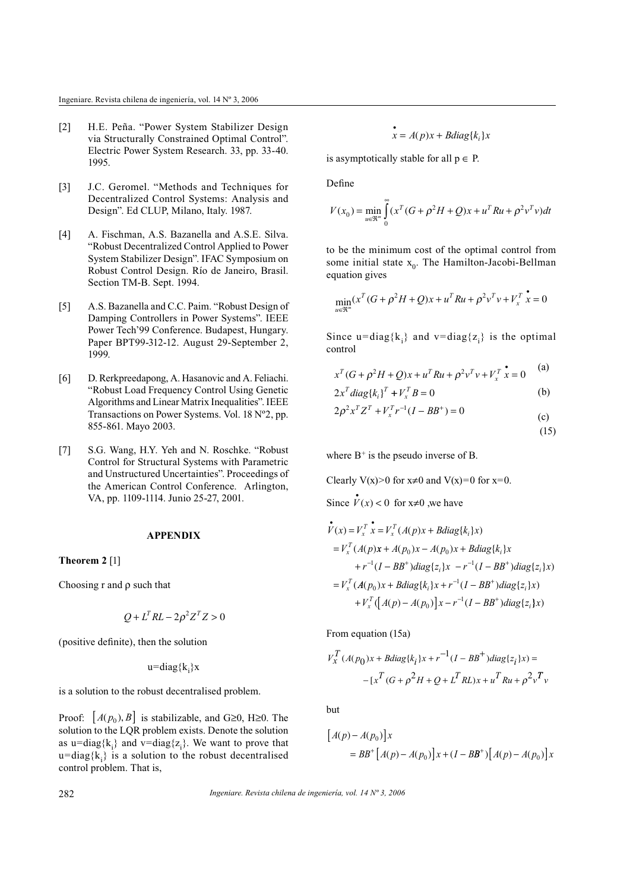[2] H.E. Peña. "Power System Stabilizer Design via Structurally Constrained Optimal Control". Electric Power System Research. 33, pp. 33-40. 1995.

[3] J.C. Geromel. "Methods and Techniques for Decentralized Control Systems: Analysis and Design". Ed CLUP, Milano, Italy. 1987.

[4] A. Fischman, A.S. Bazanella and A.S.E. Silva. "Robust Decentralized Control Applied to Power System Stabilizer Design". IFAC Symposium on Robust Control Design. Río de Janeiro, Brasil. Section TM-B. Sept. 1994.

[5] A.S. Bazanella and C.C. Paim. "Robust Design of Damping Controllers in Power Systems". IEEE Power Tech'99 Conference. Budapest, Hungary. Paper BPT99-312-12. August 29-September 2, 1999.

[6] D. Rerkpreedapong, A. Hasanovic and A. Feliachi. "Robust Load Frequency Control Using Genetic Algorithms and Linear Matrix Inequalities". IEEE Transactions on Power Systems. Vol. 18 Nº2, pp. 855-861. Mayo 2003.

[7] S.G. Wang, H.Y. Yeh and N. Roschke. "Robust Control for Structural Systems with Parametric and Unstructured Uncertainties". Proceedings of the American Control Conference. Arlington, VA, pp. 1109-1114. Junio 25-27, 2001.

## APPENDIX

**Theorem 2** [1]

Choosing r and $\rho$ such that

$$Q + L^T RL - 2\rho^2 Z^T Z > 0$$

(positive definite), then the solution

$$u = diag\{k_i\}x$$

is a solution to the robust decentralised problem.

Proof: $\left[A(p_0), B\right]$ is stabilizable, and $G \geq 0$, $H \geq 0$. The solution to the LQR problem exists. Denote the solution as $u = diag\{k_i\}$ and $v = diag\{z_i\}$. We want to prove that $u = diag\{k_i\}$ is a solution to the robust decentralised control problem. That is,

$$\dot{x} = A(p)x + Bdiag\{k_i\}x$$

is asymptotically stable for all $p \in P$.

Define

$$V(x_0) = \min_{u \in \Re^m} \int_0^\infty (x^T (G + \rho^2 H + Q)x + u^T Ru + \rho^2 v^T v)dt$$

to be the minimum cost of the optimal control from some initial state $x_0$. The Hamilton-Jacobi-Bellman equation gives

$$\min_{u \in \Re^m} (x^T (G + \rho^2 H + Q)x + u^T Ru + \rho^2 v^T v + V_x^T \dot{x} = 0$$

Since $u = diag\{k_i\}$ and $v = diag\{z_i\}$ is the optimal control

$$x^T (G + \rho^2 H + Q)x + u^T Ru + \rho^2 v^T v + V_x^T \dot{x} = 0 \quad \text{(a)}$$

$$2x^T diag\{k_i\}^T + V_x^T B = 0 \quad \text{(b)}$$

$$2\rho^2 x^T Z^T + V_x^T r^{-1}(I - BB^+) = 0 \quad \text{(c)}$$

$$(15)$$

where $B^+$ is the pseudo inverse of B.

Clearly $V(x) > 0$ for $x \neq 0$ and $V(x) = 0$ for $x = 0$.

Since $\dot{V}(x) < 0$ for $x \neq 0$ ,we have

$$\begin{aligned}
\dot{V}(x) &= V_x^T \dot{x} = V_x^T (A(p)x + Bdiag\{k_i\}x) \\
&= V_x^T (A(p)x + A(p_0)x - A(p_0)x + Bdiag\{k_i\}x \\
&\quad + r^{-1}(I - BB^+)diag\{z_i\}x - r^{-1}(I - BB^+)diag\{z_i\}x) \\
&= V_x^T (A(p_0)x + Bdiag\{k_i\}x + r^{-1}(I - BB^+)diag\{z_i\}x) \\
&\quad + V_x^T (\left[A(p) - A(p_0)\right]x - r^{-1}(I - BB^+)diag\{z_i\}x)
\end{aligned}$$

From equation (15a)

$$\begin{aligned}
&V_x^T (A(p_0)x + Bdiag\{k_i\}x + r^{-1}(I - BB^+)diag\{z_i\}x) = \\
&\quad -[x^T (G + \rho^2 H + Q + L^T RL)x + u^T Ru + \rho^2 v^T v
\end{aligned}$$

but

$$\begin{aligned}
&\left[A(p) - A(p_0)\right]x \\
&\quad = BB^+ \left[A(p) - A(p_0)\right]x + (I - BB^+)\left[A(p) - A(p_0)\right]x
\end{aligned}$$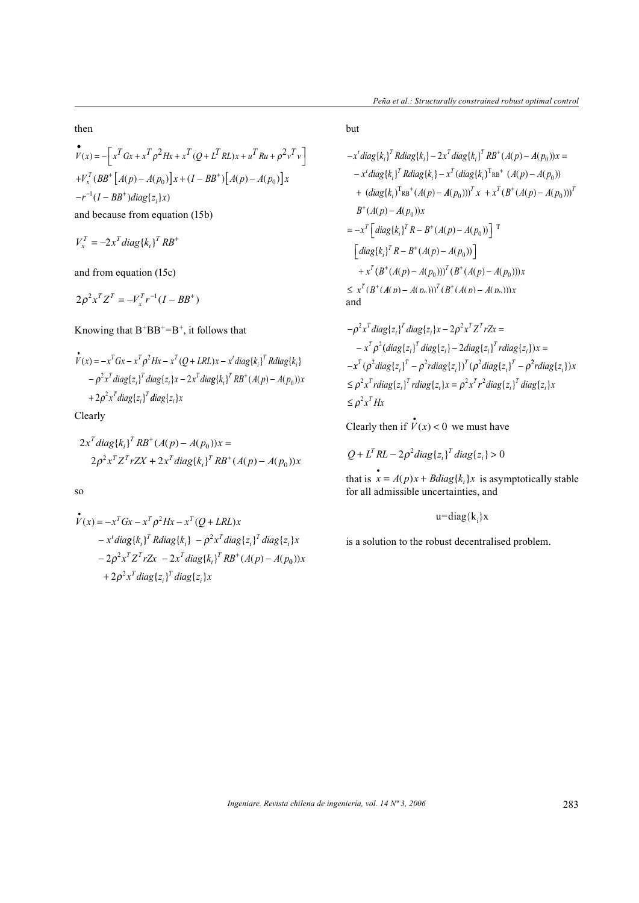then

$$\dot{V}(x) = -\left[ x^T Gx + x^T \rho^2 Hx + x^T (Q + L^T RL)x + u^T Ru + \rho^2 v^T v \right]$$
$$+ V_x^T (BB^+ \left[ A(p) - A(p_0) \right] x + (I - BB^+) \left[ A(p) - A(p_0) \right] x$$
$$- r^{-1} (I - BB^+) diag\{z_i\} x)$$

and because from equation (15b)

$$V_x^T = -2x^T diag\{k_i\}^T RB^+$$

and from equation (15c)

$$2\rho^2 x^T Z^T = -V_x^T r^{-1} (I - BB^+)$$

Knowing that $B^+BB^+=B^+$, it follows that

$$\dot{V}(x) = -x^T Gx - x^T \rho^2 Hx - x^T (Q + LRL)x - x^t diag\{k_i\}^T Rdiag\{k_i\}$$
$$- \rho^2 x^T diag\{z_i\}^T diag\{z_i\} x - 2x^T diag\{k_i\}^T RB^+ (A(p) - A(p_0))x$$
$$+ 2\rho^2 x^T diag\{z_i\}^T diag\{z_i\} x$$

Clearly

$$2x^T diag\{k_i\}^T RB^+ (A(p) - A(p_0))x =$$
$$2\rho^2 x^T Z^T rZX + 2x^T diag\{k_i\}^T RB^+ (A(p) - A(p_0))x$$

so

$$\dot{V}(x) = -x^T Gx - x^T \rho^2 Hx - x^T (Q + LRL)x$$
$$- x^t diag\{k_i\}^T Rdiag\{k_i\} - \rho^2 x^T diag\{z_i\}^T diag\{z_i\} x$$
$$- 2\rho^2 x^T Z^T rZx - 2x^T diag\{k_i\}^T RB^+ (A(p) - A(p_0))x$$
$$+ 2\rho^2 x^T diag\{z_i\}^T diag\{z_i\} x$$

but

$$-x^t diag\{k_i\}^T Rdiag\{k_i\} - 2x^T diag\{k_i\}^T RB^+ (A(p) - A(p_0))x =$$
$$- x^t diag\{k_i\}^T Rdiag\{k_i\} - x^T (diag\{k_i\})^T RB^+ (A(p) - A(p_0))$$
$$+ (diag\{k_i\})^T RB^+ (A(p) - A(p_0)))^T x + x^T (B^+ (A(p) - A(p_0)))^T$$
$$B^+ (A(p) - A(p_0))x$$
$$= -x^T \left[ diag\{k_i\}^T R - B^+ (A(p) - A(p_0)) \right]^T$$
$$\left[ diag\{k_i\}^T R - B^+ (A(p) - A(p_0)) \right]$$
$$+ x^T (B^+ (A(p) - A(p_0)))^T (B^+ (A(p) - A(p_0)))x$$
$$\leq x^T (B^+ (A(p) - A(p_0)))^T (B^+ (A(p) - A(p_0)))x$$

and

$$-\rho^2 x^T diag\{z_i\}^T diag\{z_i\} x - 2\rho^2 x^T Z^T rZx =$$
$$- x^T \rho^2 (diag\{z_i\}^T diag\{z_i\} - 2diag\{z_i\}^T rdiag\{z_i\})x =$$
$$- x^T (\rho^2 diag\{z_i\}^T - \rho^2 rdiag\{z_i\})^T (\rho^2 diag\{z_i\}^T - \rho^2 rdiag\{z_i\})x$$
$$\leq \rho^2 x^T rdiag\{z_i\}^T rdiag\{z_i\} x = \rho^2 x^T r^2 diag\{z_i\}^T diag\{z_i\} x$$
$$\leq \rho^2 x^T Hx$$

Clearly then if $\dot{V}(x) < 0$ we must have

$$Q + L^T RL - 2\rho^2 diag\{z_i\}^T diag\{z_i\} > 0$$

that is $\dot{x} = A(p)x + Bdiag\{k_i\}x$ is asymptotically stable for all admissible uncertainties, and

$$u = diag\{k_i\} x$$

is a solution to the robust decentralised problem.